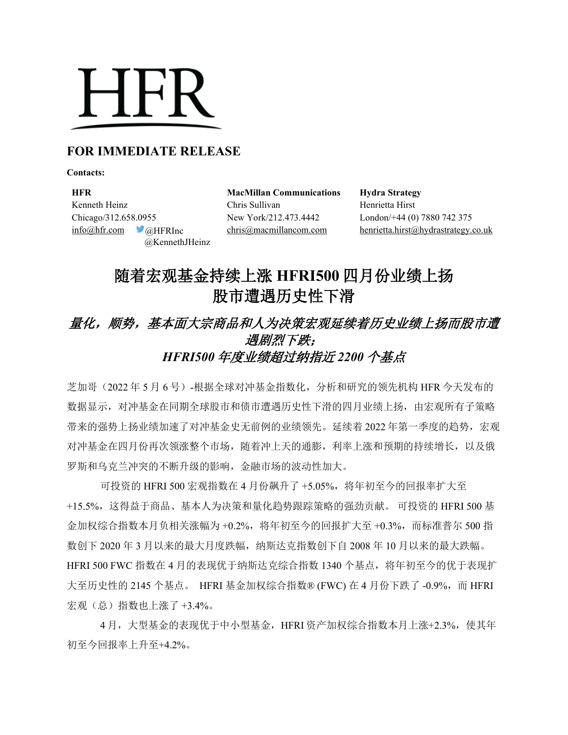# HFR

## FOR IMMEDIATE RELEASE

**Contacts:**

**HFR**
Kenneth Heinz
Chicago/312.658.0955
info@hfr.com @HFRInc
@KennethJHeinz

**MacMillan Communications**
Chris Sullivan
New York/212.473.4442
chris@macmillancom.com

**Hydra Strategy**
Henrietta Hirst
London/+44 (0) 7880 742 375
henrietta.hirst@hydrastrategy.co.uk

# 随着宏观基金持续上涨 HFRI500 四月份业绩上扬
# 股市遭遇历史性下滑

### *量化，顺势，基本面大宗商品和人为决策宏观延续着历史业绩上扬而股市遭遇剧烈下跌；*
### *HFRI500 年度业绩超过纳指近 2200 个基点*

芝加哥（2022 年 5 月 6 号）-根据全球对冲基金指数化，分析和研究的领先机构 HFR 今天发布的数据显示，对冲基金在同期全球股市和债市遭遇历史性下滑的四月业绩上扬，由宏观所有子策略带来的强势上扬业绩加速了对冲基金史无前例的业绩领先。延续着 2022 年第一季度的趋势，宏观对冲基金在四月份再次领涨整个市场，随着冲上天的通膨，利率上涨和预期的持续增长，以及俄罗斯和乌克兰冲突的不断升级的影响，金融市场的波动性加大。

可投资的 HFRI 500 宏观指数在 4 月份飙升了 +5.05%，将年初至今的回报率扩大至 +15.5%，这得益于商品、基本人为决策和量化趋势跟踪策略的强劲贡献。 可投资的 HFRI 500 基金加权综合指数本月负相关涨幅为 +0.2%，将年初至今的回报扩大至 +0.3%，而标准普尔 500 指数创下 2020 年 3 月以来的最大月度跌幅，纳斯达克指数创下自 2008 年 10 月以来的最大跌幅。HFRI 500 FWC 指数在 4 月的表现优于纳斯达克综合指数 1340 个基点，将年初至今的优于表现扩大至历史性的 2145 个基点。 HFRI 基金加权综合指数® (FWC) 在 4 月份下跌了 -0.9%，而 HFRI 宏观（总）指数也上涨了 +3.4%。

4 月，大型基金的表现优于中小型基金，HFRI 资产加权综合指数本月上涨+2.3%，使其年初至今回报率上升至+4.2%。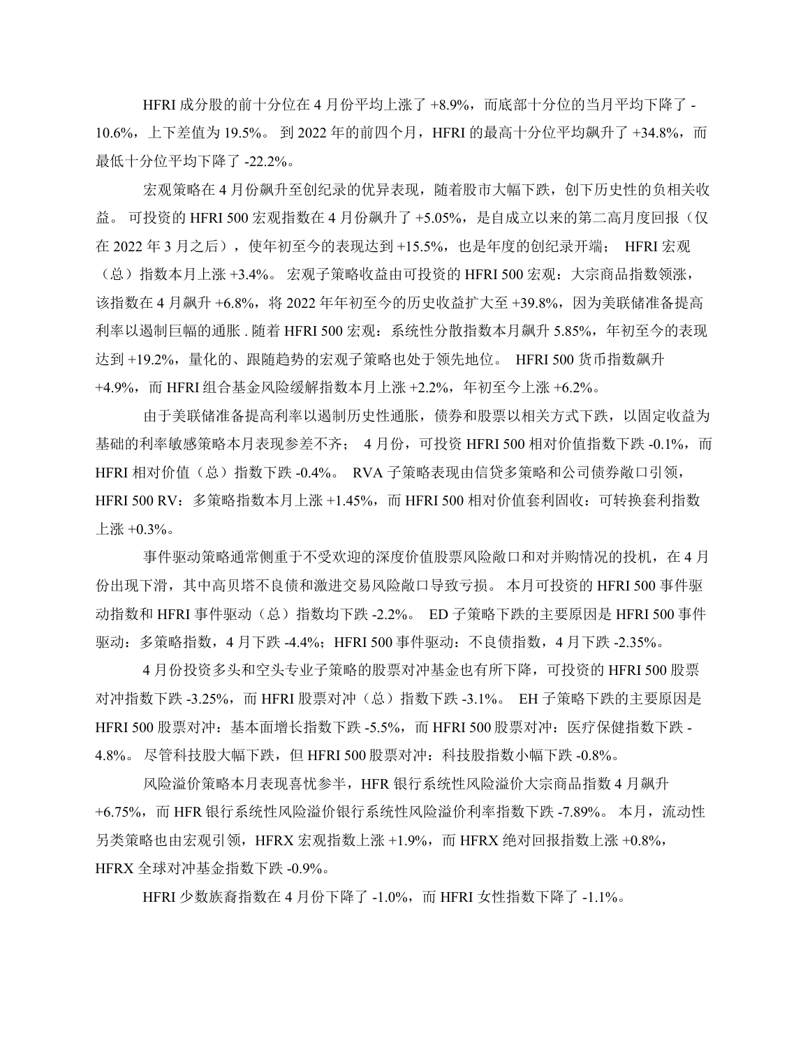HFRI 成分股的前十分位在 4 月份平均上涨了 +8.9%，而底部十分位的当月平均下降了 -10.6%，上下差值为 19.5%。 到 2022 年的前四个月，HFRI 的最高十分位平均飙升了 +34.8%，而最低十分位平均下降了 -22.2%。

宏观策略在 4 月份飙升至创纪录的优异表现，随着股市大幅下跌，创下历史性的负相关收益。 可投资的 HFRI 500 宏观指数在 4 月份飙升了 +5.05%，是自成立以来的第二高月度回报（仅在 2022 年 3 月之后），使年初至今的表现达到 +15.5%，也是年度的创纪录开端； HFRI 宏观（总）指数本月上涨 +3.4%。 宏观子策略收益由可投资的 HFRI 500 宏观：大宗商品指数领涨，该指数在 4 月飙升 +6.8%，将 2022 年年初至今的历史收益扩大至 +39.8%，因为美联储准备提高利率以遏制巨幅的通胀 . 随着 HFRI 500 宏观：系统性分散指数本月飙升 5.85%，年初至今的表现达到 +19.2%，量化的、跟随趋势的宏观子策略也处于领先地位。 HFRI 500 货币指数飙升 +4.9%，而 HFRI 组合基金风险缓解指数本月上涨 +2.2%，年初至今上涨 +6.2%。

由于美联储准备提高利率以遏制历史性通胀，债券和股票以相关方式下跌，以固定收益为基础的利率敏感策略本月表现参差不齐； 4 月份，可投资 HFRI 500 相对价值指数下跌 -0.1%，而 HFRI 相对价值（总）指数下跌 -0.4%。 RVA 子策略表现由信贷多策略和公司债券敞口引领，HFRI 500 RV：多策略指数本月上涨 +1.45%，而 HFRI 500 相对价值套利固收：可转换套利指数上涨 +0.3%。

事件驱动策略通常侧重于不受欢迎的深度价值股票风险敞口和对并购情况的投机，在 4 月份出现下滑，其中高贝塔不良债和激进交易风险敞口导致亏损。 本月可投资的 HFRI 500 事件驱动指数和 HFRI 事件驱动（总）指数均下跌 -2.2%。 ED 子策略下跌的主要原因是 HFRI 500 事件驱动：多策略指数，4 月下跌 -4.4%；HFRI 500 事件驱动：不良债指数，4 月下跌 -2.35%。

4 月份投资多头和空头专业子策略的股票对冲基金也有所下降，可投资的 HFRI 500 股票对冲指数下跌 -3.25%，而 HFRI 股票对冲（总）指数下跌 -3.1%。 EH 子策略下跌的主要原因是 HFRI 500 股票对冲：基本面增长指数下跌 -5.5%，而 HFRI 500 股票对冲：医疗保健指数下跌 -4.8%。 尽管科技股大幅下跌，但 HFRI 500 股票对冲：科技股指数小幅下跌 -0.8%。

风险溢价策略本月表现喜忧参半，HFR 银行系统性风险溢价大宗商品指数 4 月飙升 +6.75%，而 HFR 银行系统性风险溢价银行系统性风险溢价利率指数下跌 -7.89%。 本月，流动性另类策略也由宏观引领，HFRX 宏观指数上涨 +1.9%，而 HFRX 绝对回报指数上涨 +0.8%，HFRX 全球对冲基金指数下跌 -0.9%。

HFRI 少数族裔指数在 4 月份下降了 -1.0%，而 HFRI 女性指数下降了 -1.1%。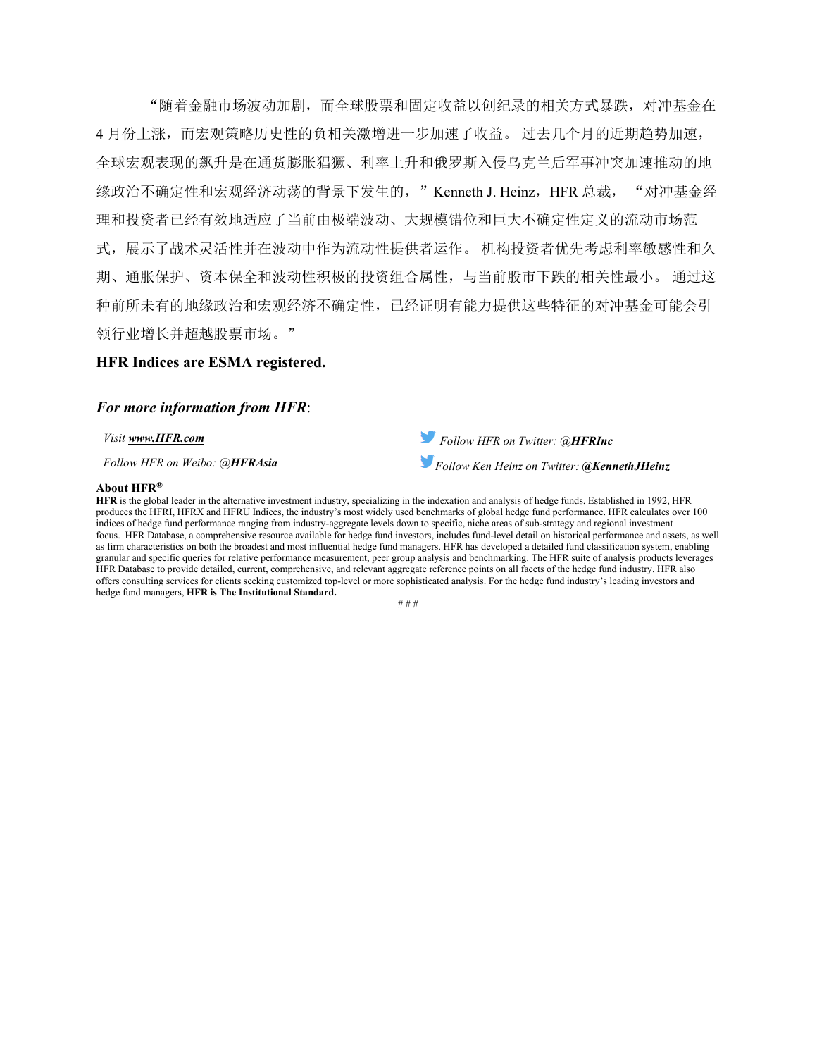“随着金融市场波动加剧，而全球股票和固定收益以创纪录的相关方式暴跌，对冲基金在 4 月份上涨，而宏观策略历史性的负相关激增进一步加速了收益。 过去几个月的近期趋势加速，全球宏观表现的飙升是在通货膨胀猖獗、利率上升和俄罗斯入侵乌克兰后军事冲突加速推动的地缘政治不确定性和宏观经济动荡的背景下发生的，”Kenneth J. Heinz，HFR 总裁，“对冲基金经理和投资者已经有效地适应了当前由极端波动、大规模错位和巨大不确定性定义的流动市场范式，展示了战术灵活性并在波动中作为流动性提供者运作。 机构投资者优先考虑利率敏感性和久期、通胀保护、资本保全和波动性积极的投资组合属性，与当前股市下跌的相关性最小。 通过这种前所未有的地缘政治和宏观经济不确定性，已经证明有能力提供这些特征的对冲基金可能会引领行业增长并超越股票市场。”

**HFR Indices are ESMA registered.**

***For more information from HFR***:

*Visit **www.HFR.com***

*Follow HFR on Weibo: @**HFRAsia***

*Follow HFR on Twitter: @**HFRInc***

*Follow Ken Heinz on Twitter: @**KennethJHeinz***

**About HFR®**

**HFR** is the global leader in the alternative investment industry, specializing in the indexation and analysis of hedge funds. Established in 1992, HFR produces the HFRI, HFRX and HFRU Indices, the industry's most widely used benchmarks of global hedge fund performance. HFR calculates over 100 indices of hedge fund performance ranging from industry-aggregate levels down to specific, niche areas of sub-strategy and regional investment focus. HFR Database, a comprehensive resource available for hedge fund investors, includes fund-level detail on historical performance and assets, as well as firm characteristics on both the broadest and most influential hedge fund managers. HFR has developed a detailed fund classification system, enabling granular and specific queries for relative performance measurement, peer group analysis and benchmarking. The HFR suite of analysis products leverages HFR Database to provide detailed, current, comprehensive, and relevant aggregate reference points on all facets of the hedge fund industry. HFR also offers consulting services for clients seeking customized top-level or more sophisticated analysis. For the hedge fund industry's leading investors and hedge fund managers, **HFR is The Institutional Standard.**

###